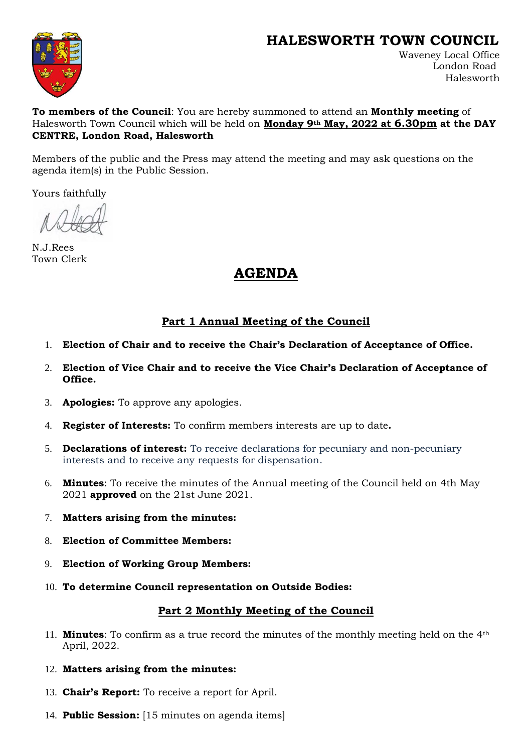# HALESWORTH TOWN COUNCIL

Waveney Local Office
London Road
Halesworth

**To members of the Council**: You are hereby summoned to attend an **Monthly meeting** of Halesworth Town Council which will be held on **Monday 9th May, 2022 at 6.30pm at the DAY CENTRE, London Road, Halesworth**

Members of the public and the Press may attend the meeting and may ask questions on the agenda item(s) in the Public Session.

Yours faithfully

N.J.Rees
Town Clerk

## AGENDA

### Part 1 Annual Meeting of the Council

1. **Election of Chair and to receive the Chair's Declaration of Acceptance of Office.**
2. **Election of Vice Chair and to receive the Vice Chair's Declaration of Acceptance of Office.**
3. **Apologies:** To approve any apologies.
4. **Register of Interests:** To confirm members interests are up to date**.**
5. **Declarations of interest:** To receive declarations for pecuniary and non-pecuniary interests and to receive any requests for dispensation.
6. **Minutes**: To receive the minutes of the Annual meeting of the Council held on 4th May 2021 **approved** on the 21st June 2021.
7. **Matters arising from the minutes:**
8. **Election of Committee Members:**
9. **Election of Working Group Members:**
10. **To determine Council representation on Outside Bodies:**

### Part 2 Monthly Meeting of the Council

11. **Minutes**: To confirm as a true record the minutes of the monthly meeting held on the 4th April, 2022.
12. **Matters arising from the minutes:**
13. **Chair's Report:** To receive a report for April.
14. **Public Session:** [15 minutes on agenda items]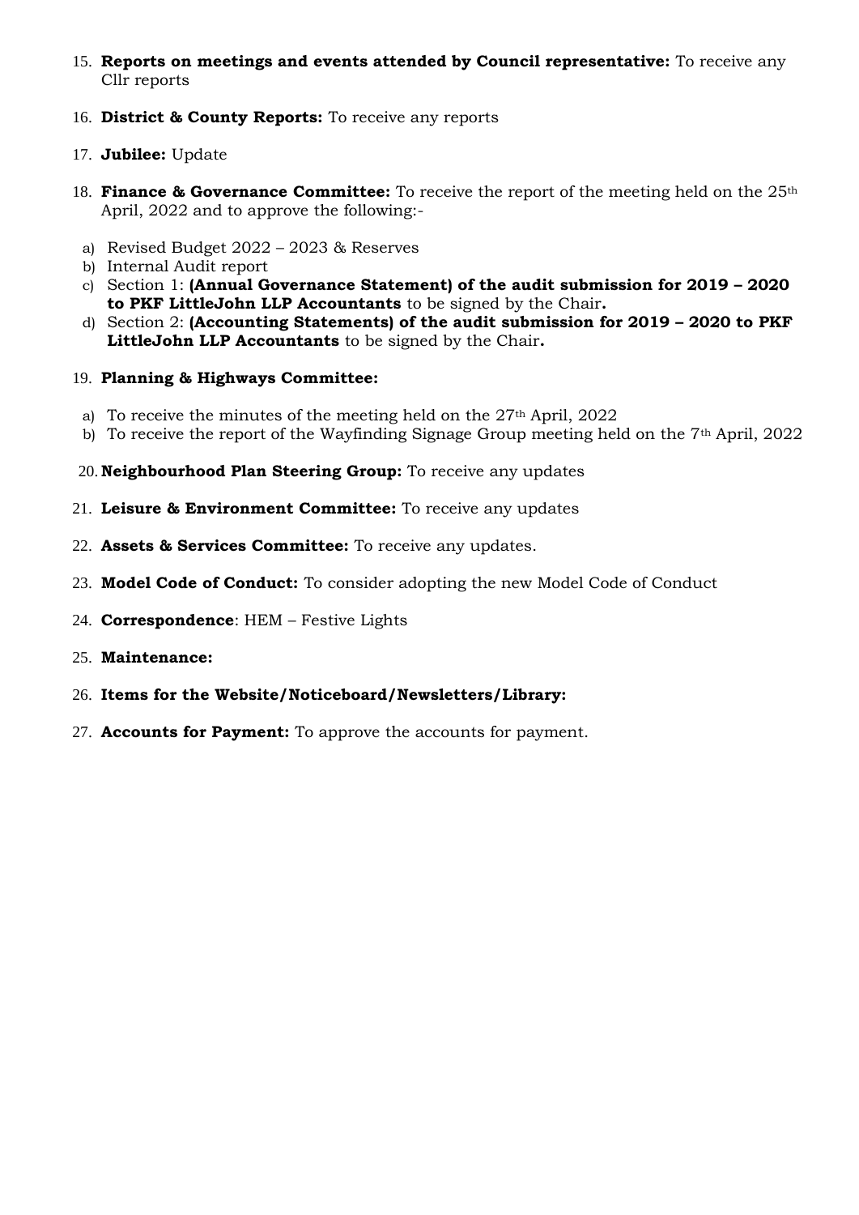15. **Reports on meetings and events attended by Council representative:** To receive any Cllr reports

16. **District & County Reports:** To receive any reports

17. **Jubilee:** Update

18. **Finance & Governance Committee:** To receive the report of the meeting held on the 25th April, 2022 and to approve the following:-

   a) Revised Budget 2022 – 2023 & Reserves
   b) Internal Audit report
   c) Section 1: **(Annual Governance Statement) of the audit submission for 2019 – 2020 to PKF LittleJohn LLP Accountants** to be signed by the Chair**.**
   d) Section 2: **(Accounting Statements) of the audit submission for 2019 – 2020 to PKF LittleJohn LLP Accountants** to be signed by the Chair**.**

19. **Planning & Highways Committee:**

   a) To receive the minutes of the meeting held on the 27th April, 2022
   b) To receive the report of the Wayfinding Signage Group meeting held on the 7th April, 2022

20. **Neighbourhood Plan Steering Group:** To receive any updates

21. **Leisure & Environment Committee:** To receive any updates

22. **Assets & Services Committee:** To receive any updates.

23. **Model Code of Conduct:** To consider adopting the new Model Code of Conduct

24. **Correspondence**: HEM – Festive Lights

25. **Maintenance:**

26. **Items for the Website/Noticeboard/Newsletters/Library:**

27. **Accounts for Payment:** To approve the accounts for payment.